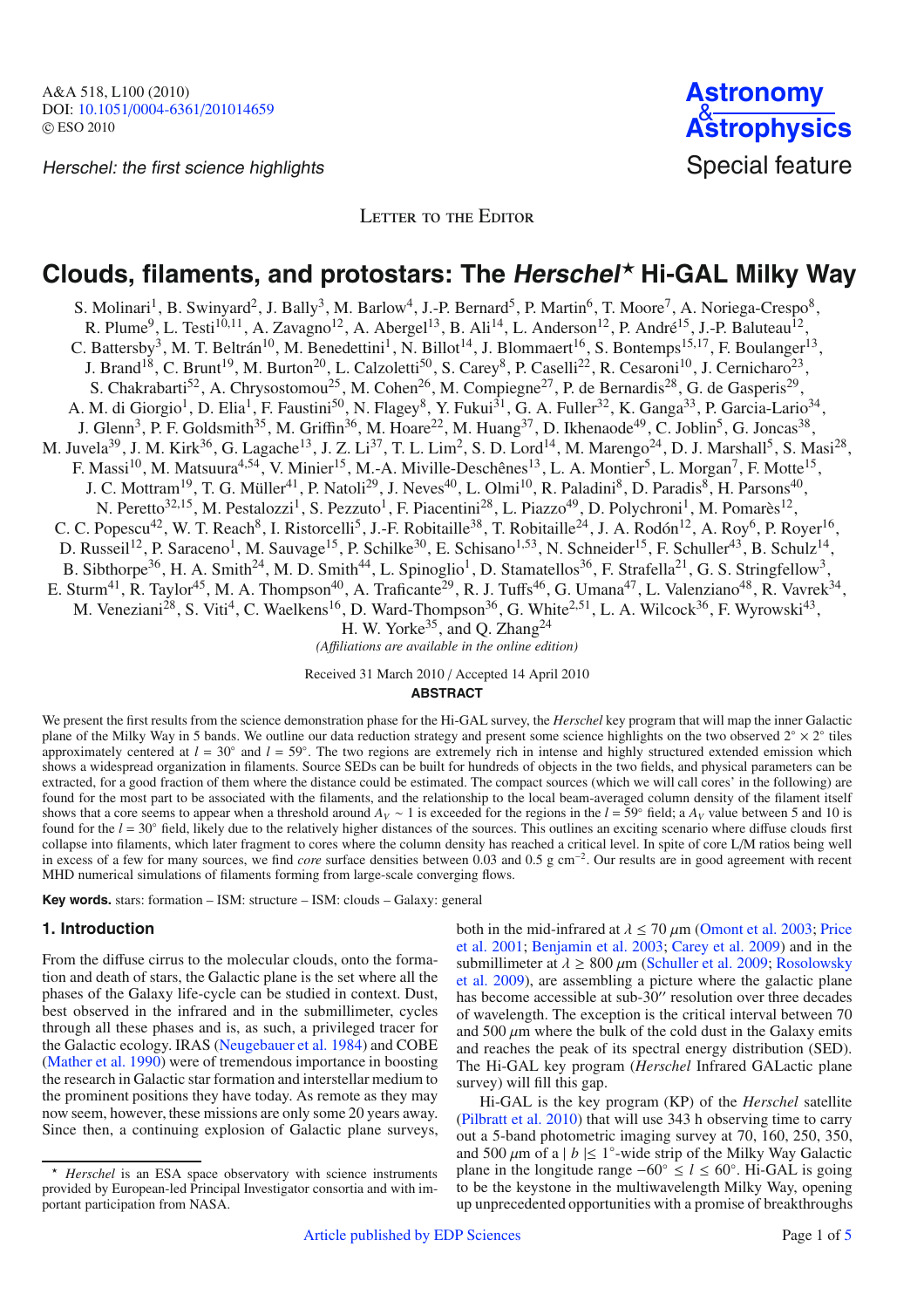Letter to the Editor

# Clouds, filaments, and protostars: The *Herschel*⋆ Hi-GAL Milky Way

S. Molinari[1], B. Swinyard[2], J. Bally[3], M. Barlow[4], J.-P. Bernard[5], P. Martin[6], T. Moore[7], A. Noriega-Crespo[8], R. Plume[9], L. Testi[10,11], A. Zavagno[12], A. Abergel[13], B. Ali[14], L. Anderson[12], P. André[15], J.-P. Baluteau[12], C. Battersby[3], M. T. Beltrán[10], M. Benedettini[1], N. Billot[14], J. Blommaert[16], S. Bontemps[15,17], F. Boulanger[13], J. Brand[18], C. Brunt[19], M. Burton[20], L. Calzoletti[50], S. Carey[8], P. Caselli[22], R. Cesaroni[10], J. Cernicharo[23], S. Chakrabarti[52], A. Chrysostomou[25], M. Cohen[26], M. Compiegne[27], P. de Bernardis[28], G. de Gasperis[29], A. M. di Giorgio[1], D. Elia[1], F. Faustini[50], N. Flagey[8], Y. Fukui[31], G. A. Fuller[32], K. Ganga[33], P. Garcia-Lario[34], J. Glenn[3], P. F. Goldsmith[35], M. Griffin[36], M. Hoare[22], M. Huang[37], D. Ikhenaode[49], C. Joblin[5], G. Joncas[38], M. Juvela[39], J. M. Kirk[36], G. Lagache[13], J. Z. Li[37], T. L. Lim[2], S. D. Lord[14], M. Marengo[24], D. J. Marshall[5], S. Masi[28], F. Massi[10], M. Matsuura[4,54], V. Minier[15], M.-A. Miville-Deschênes[13], L. A. Montier[5], L. Morgan[7], F. Motte[15], J. C. Mottram[19], T. G. Müller[41], P. Natoli[29], J. Neves[40], L. Olmi[10], R. Paladini[8], D. Paradis[8], H. Parsons[40], N. Peretto[32,15], M. Pestalozzi[1], S. Pezzuto[1], F. Piacentini[28], L. Piazzo[49], D. Polychroni[1], M. Pomarès[12], C. C. Popescu[42], W. T. Reach[8], I. Ristorcelli[5], J.-F. Robitaille[38], T. Robitaille[24], J. A. Rodón[12], A. Roy[6], P. Royer[16], D. Russeil[12], P. Saraceno[1], M. Sauvage[15], P. Schilke[30], E. Schisano[1,53], N. Schneider[15], F. Schuller[43], B. Schulz[14], B. Sibthorpe[36], H. A. Smith[24], M. D. Smith[44], L. Spinoglio[1], D. Stamatellos[36], F. Strafella[21], G. S. Stringfellow[3], E. Sturm[41], R. Taylor[45], M. A. Thompson[40], A. Traficante[29], R. J. Tuffs[46], G. Umana[47], L. Valenziano[48], R. Vavrek[34], M. Veneziani[28], S. Viti[4], C. Waelkens[16], D. Ward-Thompson[36], G. White[2,51], L. A. Wilcock[36], F. Wyrowski[43], H. W. Yorke[35], and Q. Zhang[24]

*(Affiliations are available in the online edition)*

Received 31 March 2010 / Accepted 14 April 2010

## ABSTRACT

We present the first results from the science demonstration phase for the Hi-GAL survey, the *Herschel* key program that will map the inner Galactic plane of the Milky Way in 5 bands. We outline our data reduction strategy and present some science highlights on the two observed 2° × 2° tiles approximately centered at $l = 30°$ and $l = 59°$. The two regions are extremely rich in intense and highly structured extended emission which shows a widespread organization in filaments. Source SEDs can be built for hundreds of objects in the two fields, and physical parameters can be extracted, for a good fraction of them where the distance could be estimated. The compact sources (which we will call cores' in the following) are found for the most part to be associated with the filaments, and the relationship to the local beam-averaged column density of the filament itself shows that a core seems to appear when a threshold around $A_V \sim 1$ is exceeded for the regions in the $l = 59°$ field; a $A_V$ value between 5 and 10 is found for the $l = 30°$ field, likely due to the relatively higher distances of the sources. This outlines an exciting scenario where diffuse clouds first collapse into filaments, which later fragment to cores where the column density has reached a critical level. In spite of core L/M ratios being well in excess of a few for many sources, we find *core* surface densities between 0.03 and 0.5 g cm$^{-2}$. Our results are in good agreement with recent MHD numerical simulations of filaments forming from large-scale converging flows.

**Key words.** stars: formation – ISM: structure – ISM: clouds – Galaxy: general

## 1. Introduction

From the diffuse cirrus to the molecular clouds, onto the formation and death of stars, the Galactic plane is the set where all the phases of the Galaxy life-cycle can be studied in context. Dust, best observed in the infrared and in the submillimeter, cycles through all these phases and is, as such, a privileged tracer for the Galactic ecology. IRAS (Neugebauer et al. 1984) and COBE (Mather et al. 1990) were of tremendous importance in boosting the research in Galactic star formation and interstellar medium to the prominent positions they have today. As remote as they may now seem, however, these missions are only some 20 years away. Since then, a continuing explosion of Galactic plane surveys, both in the mid-infrared at $\lambda \leq 70$ $\mu$m (Omont et al. 2003; Price et al. 2001; Benjamin et al. 2003; Carey et al. 2009) and in the submillimeter at $\lambda \geq 800$ $\mu$m (Schuller et al. 2009; Rosolowsky et al. 2009), are assembling a picture where the galactic plane has become accessible at sub-30″ resolution over three decades of wavelength. The exception is the critical interval between 70 and 500 $\mu$m where the bulk of the cold dust in the Galaxy emits and reaches the peak of its spectral energy distribution (SED). The Hi-GAL key program (*Herschel* Infrared GALactic plane survey) will fill this gap.

Hi-GAL is the key program (KP) of the *Herschel* satellite (Pilbratt et al. 2010) that will use 343 h observing time to carry out a 5-band photometric imaging survey at 70, 160, 250, 350, and 500 $\mu$m of a $|b| \leq 1°$-wide strip of the Milky Way Galactic plane in the longitude range $-60° \leq l \leq 60°$. Hi-GAL is going to be the keystone in the multiwavelength Milky Way, opening up unprecedented opportunities with a promise of breakthroughs

⋆ *Herschel* is an ESA space observatory with science instruments provided by European-led Principal Investigator consortia and with important participation from NASA.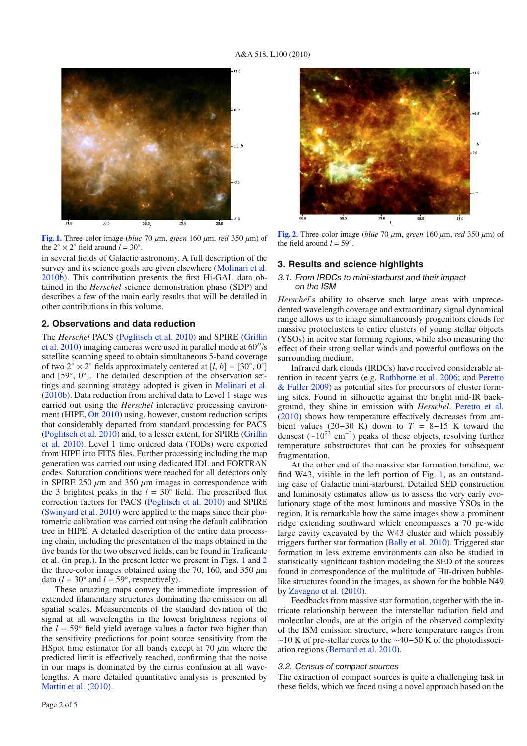Fig. 1. Three-color image (*blue* 70 $\mu$m, *green* 160 $\mu$m, *red* 350 $\mu$m) of the $2^\circ \times 2^\circ$ field around $l = 30^\circ$.

Fig. 2. Three-color image (*blue* 70 $\mu$m, *green* 160 $\mu$m, *red* 350 $\mu$m) of the field around $l = 59^\circ$.

in several fields of Galactic astronomy. A full description of the survey and its science goals are given elsewhere (Molinari et al. 2010b). This contribution presents the first Hi-GAL data obtained in the *Herschel* science demonstration phase (SDP) and describes a few of the main early results that will be detailed in other contributions in this volume.

## 2. Observations and data reduction

The *Herschel* PACS (Poglitsch et al. 2010) and SPIRE (Griffin et al. 2010) imaging cameras were used in parallel mode at 60″/s satellite scanning speed to obtain simultaneous 5-band coverage of two $2^\circ \times 2^\circ$ fields approximately centered at $[l, b] = [30^\circ, 0^\circ]$ and $[59^\circ, 0^\circ]$. The detailed description of the observation settings and scanning strategy adopted is given in Molinari et al. (2010b). Data reduction from archival data to Level 1 stage was carried out using the *Herschel* interactive processing environment (HIPE, Ott 2010) using, however, custom reduction scripts that considerably departed from standard processing for PACS (Poglitsch et al. 2010) and, to a lesser extent, for SPIRE (Griffin et al. 2010). Level 1 time ordered data (TODs) were exported from HIPE into FITS files. Further processing including the map generation was carried out using dedicated IDL and FORTRAN codes. Saturation conditions were reached for all detectors only in SPIRE 250 $\mu$m and 350 $\mu$m images in correspondence with the 3 brightest peaks in the $l = 30^\circ$ field. The prescribed flux correction factors for PACS (Poglitsch et al. 2010) and SPIRE (Swinyard et al. 2010) were applied to the maps since their photometric calibration was carried out using the default calibration tree in HIPE. A detailed description of the entire data processing chain, including the presentation of the maps obtained in the five bands for the two observed fields, can be found in Traficante et al. (in prep.). In the present letter we present in Figs. 1 and 2 the three-color images obtained using the 70, 160, and 350 $\mu$m data ($l = 30^\circ$ and $l = 59^\circ$, respectively).

These amazing maps convey the immediate impression of extended filamentary structures dominating the emission on all spatial scales. Measurements of the standard deviation of the signal at all wavelengths in the lowest brightness regions of the $l = 59^\circ$ field yield average values a factor two higher than the sensitivity predictions for point source sensitivity from the HSpot time estimator for all bands except at 70 $\mu$m where the predicted limit is effectively reached, confirming that the noise in our maps is dominated by the cirrus confusion at all wavelengths. A more detailed quantitative analysis is presented by Martin et al. (2010).

## 3. Results and science highlights

### 3.1. From IRDCs to mini-starburst and their impact on the ISM

*Herschel*'s ability to observe such large areas with unprecedented wavelength coverage and extraordinary signal dynamical range allows us to image simultaneously progenitors clouds for massive protoclusters to entire clusters of young stellar objects (YSOs) in acitve star forming regions, while also measuring the effect of their strong stellar winds and powerful outflows on the surrounding medium.

Infrared dark clouds (IRDCs) have received considerable attention in recent years (e.g. Rathborne et al. 2006; and Peretto & Fuller 2009) as potential sites for precursors of cluster forming sites. Found in silhouette against the bright mid-IR background, they shine in emission with *Herschel*. Peretto et al. (2010) shows how temperature effectively decreases from ambient values (20−30 K) down to $T$ = 8−15 K toward the densest ($\sim 10^{23}$ cm$^{-2}$) peaks of these objects, resolving further temperature substructures that can be proxies for subsequent fragmentation.

At the other end of the massive star formation timeline, we find W43, visible in the left portion of Fig. 1, as an outstanding case of Galactic mini-starburst. Detailed SED construction and luminosity estimates allow us to assess the very early evolutionary stage of the most luminous and massive YSOs in the region. It is remarkable how the same images show a prominent ridge extending southward which encompasses a 70 pc-wide large cavity excavated by the W43 cluster and which possibly triggers further star formation (Bally et al. 2010). Triggered star formation in less extreme environments can also be studied in statistically significant fashion modeling the SED of the sources found in correspondence of the multitude of HII-driven bubble-like structures found in the images, as shown for the bubble N49 by Zavagno et al. (2010).

Feedbacks from massive star formation, together with the intricate relationship between the interstellar radiation field and molecular clouds, are at the origin of the observed complexity of the ISM emission structure, where temperature ranges from ∼10 K of pre-stellar cores to the ∼40−50 K of the photodissociation regions (Bernard et al. 2010).

### 3.2. Census of compact sources

The extraction of compact sources is quite a challenging task in these fields, which we faced using a novel approach based on the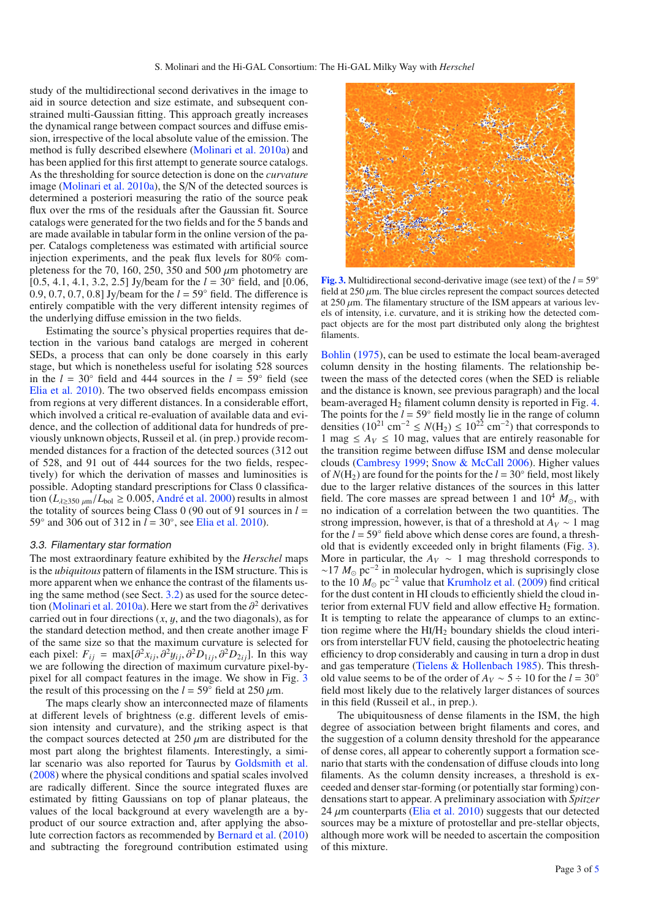study of the multidirectional second derivatives in the image to aid in source detection and size estimate, and subsequent constrained multi-Gaussian fitting. This approach greatly increases the dynamical range between compact sources and diffuse emission, irrespective of the local absolute value of the emission. The method is fully described elsewhere (Molinari et al. 2010a) and has been applied for this first attempt to generate source catalogs. As the thresholding for source detection is done on the *curvature* image (Molinari et al. 2010a), the S/N of the detected sources is determined a posteriori measuring the ratio of the source peak flux over the rms of the residuals after the Gaussian fit. Source catalogs were generated for the two fields and for the 5 bands and are made available in tabular form in the online version of the paper. Catalogs completeness was estimated with artificial source injection experiments, and the peak flux levels for 80% completeness for the 70, 160, 250, 350 and 500 $\mu$m photometry are [0.5, 4.1, 4.1, 3.2, 2.5] Jy/beam for the $l = 30°$ field, and [0.06, 0.9, 0.7, 0.7, 0.8] Jy/beam for the $l = 59°$ field. The difference is entirely compatible with the very different intensity regimes of the underlying diffuse emission in the two fields.

Estimating the source's physical properties requires that detection in the various band catalogs are merged in coherent SEDs, a process that can only be done coarsely in this early stage, but which is nonetheless useful for isolating 528 sources in the $l = 30°$ field and 444 sources in the $l = 59°$ field (see Elia et al. 2010). The two observed fields encompass emission from regions at very different distances. In a considerable effort, which involved a critical re-evaluation of available data and evidence, and the collection of additional data for hundreds of previously unknown objects, Russeil et al. (in prep.) provide recommended distances for a fraction of the detected sources (312 out of 528, and 91 out of 444 sources for the two fields, respectively) for which the derivation of masses and luminosities is possible. Adopting standard prescriptions for Class 0 classification ($L_{\lambda \geq 350\,\mu\mathrm{m}}/L_{\mathrm{bol}} \geq 0.005$, André et al. 2000) results in almost the totality of sources being Class 0 (90 out of 91 sources in $l = 59°$ and 306 out of 312 in $l = 30°$, see Elia et al. 2010).

### 3.3. Filamentary star formation

The most extraordinary feature exhibited by the *Herschel* maps is the *ubiquitous* pattern of filaments in the ISM structure. This is more apparent when we enhance the contrast of the filaments using the same method (see Sect. 3.2) as used for the source detection (Molinari et al. 2010a). Here we start from the $\partial^2$ derivatives carried out in four directions ($x$, $y$, and the two diagonals), as for the standard detection method, and then create another image F of the same size so that the maximum curvature is selected for each pixel: $F_{ij} = \max[\partial^2 x_{ij}, \partial^2 y_{ij}, \partial^2 D_{1ij}, \partial^2 D_{2ij}]$. In this way we are following the direction of maximum curvature pixel-by-pixel for all compact features in the image. We show in Fig. 3 the result of this processing on the $l = 59°$ field at 250 $\mu$m.

The maps clearly show an interconnected maze of filaments at different levels of brightness (e.g. different levels of emission intensity and curvature), and the striking aspect is that the compact sources detected at 250 $\mu$m are distributed for the most part along the brightest filaments. Interestingly, a similar scenario was also reported for Taurus by Goldsmith et al. (2008) where the physical conditions and spatial scales involved are radically different. Since the source integrated fluxes are estimated by fitting Gaussians on top of planar plateaus, the values of the local background at every wavelength are a by-product of our source extraction and, after applying the absolute correction factors as recommended by Bernard et al. (2010) and subtracting the foreground contribution estimated using

**Fig. 3.** Multidirectional second-derivative image (see text) of the $l = 59°$ field at 250 $\mu$m. The blue circles represent the compact sources detected at 250 $\mu$m. The filamentary structure of the ISM appears at various levels of intensity, i.e. curvature, and it is striking how the detected compact objects are for the most part distributed only along the brightest filaments.

Bohlin (1975), can be used to estimate the local beam-averaged column density in the hosting filaments. The relationship between the mass of the detected cores (when the SED is reliable and the distance is known, see previous paragraph) and the local beam-averaged $H_2$ filament column density is reported in Fig. 4. The points for the $l = 59°$ field mostly lie in the range of column densities ($10^{21}$ cm$^{-2}$ $\leq N(H_2) \leq 10^{22}$ cm$^{-2}$) that corresponds to 1 mag $\leq A_V \leq$ 10 mag, values that are entirely reasonable for the transition regime between diffuse ISM and dense molecular clouds (Cambresy 1999; Snow & McCall 2006). Higher values of $N(H_2)$ are found for the points for the $l = 30°$ field, most likely due to the larger relative distances of the sources in this latter field. The core masses are spread between 1 and $10^4$ $M_\odot$, with no indication of a correlation between the two quantities. The strong impression, however, is that of a threshold at $A_V \sim 1$ mag for the $l = 59°$ field above which dense cores are found, a threshold that is evidently exceeded only in bright filaments (Fig. 3). More in particular, the $A_V \sim 1$ mag threshold corresponds to ~17 $M_\odot$ pc$^{-2}$ in molecular hydrogen, which is suprisingly close to the 10 $M_\odot$ pc$^{-2}$ value that Krumholz et al. (2009) find critical for the dust content in HI clouds to efficiently shield the cloud interior from external FUV field and allow effective $H_2$ formation. It is tempting to relate the appearance of clumps to an extinction regime where the HI/$H_2$ boundary shields the cloud interiors from interstellar FUV field, causing the photoelectric heating efficiency to drop considerably and causing in turn a drop in dust and gas temperature (Tielens & Hollenbach 1985). This threshold value seems to be of the order of $A_V \sim 5 \div 10$ for the $l = 30°$ field most likely due to the relatively larger distances of sources in this field (Russeil et al., in prep.).

The ubiquitousness of dense filaments in the ISM, the high degree of association between bright filaments and cores, and the suggestion of a column density threshold for the appearance of dense cores, all appear to coherently support a formation scenario that starts with the condensation of diffuse clouds into long filaments. As the column density increases, a threshold is exceeded and denser star-forming (or potentially star forming) condensations start to appear. A preliminary association with *Spitzer* 24 $\mu$m counterparts (Elia et al. 2010) suggests that our detected sources may be a mixture of protostellar and pre-stellar objects, although more work will be needed to ascertain the composition of this mixture.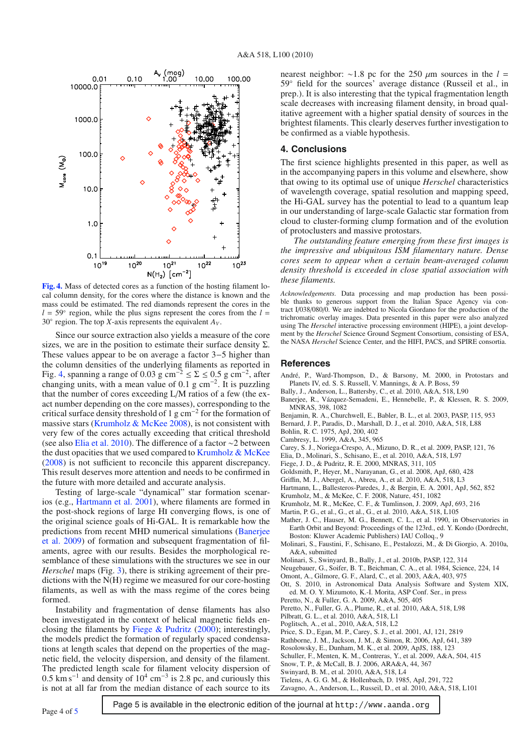**Fig. 4.** Mass of detected cores as a function of the hosting filament local column density, for the cores where the distance is known and the mass could be estimated. The red diamonds represent the cores in the $l = 59°$ region, while the plus signs represent the cores from the $l = 30°$ region. The top $X$-axis represents the equivalent $A_V$.

Since our source extraction also yields a measure of the core sizes, we are in the position to estimate their surface density $\Sigma$. These values appear to be on average a factor 3−5 higher than the column densities of the underlying filaments as reported in Fig. 4, spanning a range of $0.03$ g cm$^{-2} \leq \Sigma \leq 0.5$ g cm$^{-2}$, after changing units, with a mean value of 0.1 g cm$^{-2}$. It is puzzling that the number of cores exceeding L/M ratios of a few (the exact number depending on the core masses), corresponding to the critical surface density threshold of 1 g cm$^{-2}$ for the formation of massive stars (Krumholz & McKee 2008), is not consistent with very few of the cores actually exceeding that critical threshold (see also Elia et al. 2010). The difference of a factor ∼2 between the dust opacities that we used compared to Krumholz & McKee (2008) is not sufficient to reconcile this apparent discrepancy. This result deserves more attention and needs to be confirmed in the future with more detailed and accurate analysis.

Testing of large-scale "dynamical" star formation scenarios (e.g., Hartmann et al. 2001), where filaments are formed in the post-shock regions of large HI converging flows, is one of the original science goals of Hi-GAL. It is remarkable how the predictions from recent MHD numerical simulations (Banerjee et al. 2009) of formation and subsequent fragmentation of filaments, agree with our results. Besides the morphological resemblance of these simulations with the structures we see in our *Herschel* maps (Fig. 3), there is striking agreement of their predictions with the N(H) regime we measured for our core-hosting filaments, as well as with the mass regime of the cores being formed.

Instability and fragmentation of dense filaments has also been investigated in the context of helical magnetic fields enclosing the filaments by Fiege & Pudritz (2000); interestingly, the models predict the formation of regularly spaced condensations with length scales that depend on the properties of the magnetic field, the velocity dispersion, and density of the filament. The predicted length scale for filament velocity dispersion of 0.5 km s$^{-1}$ and density of $10^4$ cm$^{-3}$ is 2.8 pc, and curiously this is not at all far from the median distance of each source to its nearest neighbor: ∼1.8 pc for the 250 $\mu$m sources in the $l = 59°$ field for the sources' average distance (Russeil et al., in prep.). It is also interesting that the typical fragmentation length scale decreases with increasing filament density, in broad qualitative agreement with a higher spatial density of sources in the brightest filaments. This clearly deserves further investigation to be confirmed as a viable hypothesis.

## 4. Conclusions

The first science highlights presented in this paper, as well as in the accompanying papers in this volume and elsewhere, show that owing to its optimal use of unique *Herschel* characteristics of wavelength coverage, spatial resolution and mapping speed, the Hi-GAL survey has the potential to lead to a quantum leap in our understanding of large-scale Galactic star formation from cloud to cluster-forming clump formation and of the evolution of protoclusters and massive protostars.

*The outstanding feature emerging from these first images is the impressive and ubiquitous ISM filamentary nature. Dense cores seem to appear when a certain beam-averaged column density threshold is exceeded in close spatial association with these filaments.*

*Acknowledgements.* Data processing and map production has been possible thanks to generous support from the Italian Space Agency via contract I/038/080/0. We are indebted to Nicola Giordano for the production of the trichromatic overlay images. Data presented in this paper were also analyzed using The *Herschel* interactive processing environment (HIPE), a joint development by the *Herschel* Science Ground Segment Consortium, consisting of ESA, the NASA *Herschel* Science Center, and the HIFI, PACS, and SPIRE consortia.

## References

André, P., Ward-Thompson, D., & Barsony, M. 2000, in Protostars and Planets IV, ed. S. S. Russell, V. Mannings, & A. P. Boss, 59
Bally, J., Anderson, L., Battersby, C., et al. 2010, A&A, 518, L90
Banerjee, R., Vázquez-Semadeni, E., Hennebelle, P., & Klessen, R. S. 2009, MNRAS, 398, 1082
Benjamin, R. A., Churchwell, E., Babler, B. L., et al. 2003, PASP, 115, 953
Bernard, J. P., Paradis, D., Marshall, D. J., et al. 2010, A&A, 518, L88
Bohlin, R. C. 1975, ApJ, 200, 402
Cambresy, L. 1999, A&A, 345, 965
Carey, S. J., Noriega-Crespo, A., Mizuno, D. R., et al. 2009, PASP, 121, 76
Elia, D., Molinari, S., Schisano, E., et al. 2010, A&A, 518, L97
Fiege, J. D., & Pudritz, R. E. 2000, MNRAS, 311, 105
Goldsmith, P., Heyer, M., Narayanan, G., et al. 2008, ApJ, 680, 428
Griffin, M. J., Abergel, A., Abreu, A., et al. 2010, A&A, 518, L3
Hartmann, L., Ballesteros-Paredes, J., & Bergin, E. A. 2001, ApJ, 562, 852
Krumholz, M., & McKee, C. F. 2008, Nature, 451, 1082
Krumholz, M. R., McKee, C. F., & Tumlinson, J. 2009, ApJ, 693, 216
Martin, P. G., et al., G., et al., G., et al. 2010, A&A, 518, L105
Mather, J. C., Hauser, M. G., Bennett, C. L., et al. 1990, in Observatories in Earth Orbit and Beyond: Proceedings of the 123rd., ed. Y. Kondo (Dordrecht, Boston: Kluwer Academic Publishers) IAU Colloq., 9
Molinari, S., Faustini, F., Schisano, E., Pestalozzi, M., & Di Giorgio, A. 2010a, A&A, submitted
Molinari, S., Swinyard, B., Bally, J., et al. 2010b, PASP, 122, 314
Neugebauer, G., Soifer, B. T., Beichman, C. A., et al. 1984, Science, 224, 14
Omont, A., Gilmore, G. F., Alard, C., et al. 2003, A&A, 403, 975
Ott, S. 2010, in Astronomical Data Analysis Software and System XIX, ed. M. O. Y. Mizumoto, K.-I. Morita, ASP Conf. Ser., in press
Peretto, N., & Fuller, G. A. 2009, A&A, 505, 405
Peretto, N., Fuller, G. A., Plume, R., et al. 2010, A&A, 518, L98
Pilbratt, G. L., et al. 2010, A&A, 518, L1
Poglitsch, A., et al., 2010, A&A, 518, L2
Price, S. D., Egan, M. P., Carey, S. J., et al. 2001, AJ, 121, 2819
Rathborne, J. M., Jackson, J. M., & Simon, R. 2006, ApJ, 641, 389
Rosolowsky, E., Dunham, M. K., et al. 2009, ApJS, 188, 123
Schuller, F., Menten, K. M., Contreras, Y., et al. 2009, A&A, 504, 415
Snow, T. P., & McCall, B. J. 2006, ARA&A, 44, 367
Swinyard, B. M., et al. 2010, A&A, 518, L4
Tielens, A. G. G. M., & Hollenbach, D. 1985, ApJ, 291, 722
Zavagno, A., Anderson, L., Russeil, D., et al. 2010, A&A, 518, L101

Page 5 is available in the electronic edition of the journal at http://www.aanda.org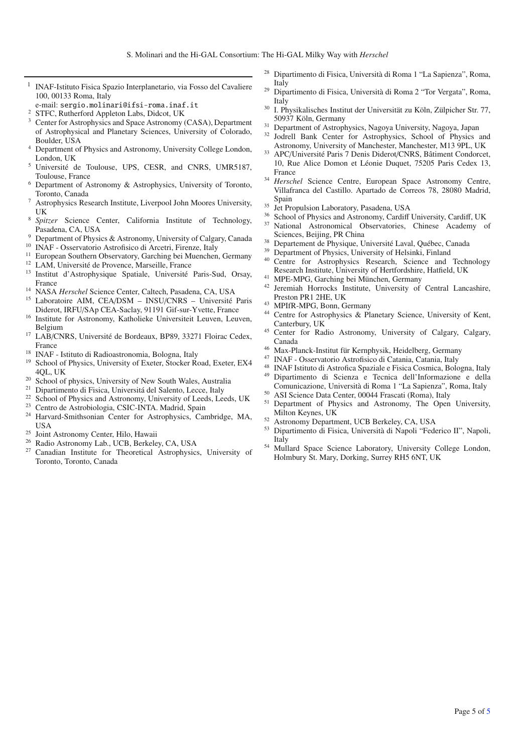[1] INAF-Istituto Fisica Spazio Interplanetario, via Fosso del Cavaliere 100, 00133 Roma, Italy
e-mail: sergio.molinari@ifsi-roma.inaf.it

[2] STFC, Rutherford Appleton Labs, Didcot, UK

[3] Center for Astrophysics and Space Astronomy (CASA), Department of Astrophysical and Planetary Sciences, University of Colorado, Boulder, USA

[4] Department of Physics and Astronomy, University College London, London, UK

[5] Université de Toulouse, UPS, CESR, and CNRS, UMR5187, Toulouse, France

[6] Department of Astronomy & Astrophysics, University of Toronto, Toronto, Canada

[7] Astrophysics Research Institute, Liverpool John Moores University, UK

[8] *Spitzer* Science Center, California Institute of Technology, Pasadena, CA, USA

[9] Department of Physics & Astronomy, University of Calgary, Canada

[10] INAF - Osservatorio Astrofisico di Arcetri, Firenze, Italy

[11] European Southern Observatory, Garching bei Muenchen, Germany

[12] LAM, Université de Provence, Marseille, France

[13] Institut d'Astrophysique Spatiale, Université Paris-Sud, Orsay, France

[14] NASA *Herschel* Science Center, Caltech, Pasadena, CA, USA

[15] Laboratoire AIM, CEA/DSM – INSU/CNRS – Université Paris Diderot, IRFU/SAp CEA-Saclay, 91191 Gif-sur-Yvette, France

[16] Institute for Astronomy, Katholieke Universiteit Leuven, Leuven, Belgium

[17] LAB/CNRS, Université de Bordeaux, BP89, 33271 Floirac Cedex, France

[18] INAF - Istituto di Radioastronomia, Bologna, Italy

[19] School of Physics, University of Exeter, Stocker Road, Exeter, EX4 4QL, UK

[20] School of physics, University of New South Wales, Australia

[21] Dipartimento di Fisica, Universitá del Salento, Lecce, Italy

[22] School of Physics and Astronomy, University of Leeds, Leeds, UK

[23] Centro de Astrobiologia, CSIC-INTA. Madrid, Spain

[24] Harvard-Smithsonian Center for Astrophysics, Cambridge, MA, USA

[25] Joint Astronomy Center, Hilo, Hawaii

[26] Radio Astronomy Lab., UCB, Berkeley, CA, USA

[27] Canadian Institute for Theoretical Astrophysics, University of Toronto, Toronto, Canada

[28] Dipartimento di Fisica, Università di Roma 1 "La Sapienza", Roma, Italy

[29] Dipartimento di Fisica, Università di Roma 2 "Tor Vergata", Roma, Italy

[30] I. Physikalisches Institut der Universität zu Köln, Zülpicher Str. 77, 50937 Köln, Germany

[31] Department of Astrophysics, Nagoya University, Nagoya, Japan

[32] Jodrell Bank Center for Astrophysics, School of Physics and Astronomy, University of Manchester, Manchester, M13 9PL, UK

[33] APC/Université Paris 7 Denis Diderot/CNRS, Bâtiment Condorcet, 10, Rue Alice Domon et Léonie Duquet, 75205 Paris Cedex 13, France

[34] *Herschel* Science Centre, European Space Astronomy Centre, Villafranca del Castillo. Apartado de Correos 78, 28080 Madrid, Spain

[35] Jet Propulsion Laboratory, Pasadena, USA

[36] School of Physics and Astronomy, Cardiff University, Cardiff, UK

[37] National Astronomical Observatories, Chinese Academy of Sciences, Beijing, PR China

[38] Departement de Physique, Université Laval, Québec, Canada

[39] Department of Physics, University of Helsinki, Finland

[40] Centre for Astrophysics Research, Science and Technology Research Institute, University of Hertfordshire, Hatfield, UK

[41] MPE-MPG, Garching bei München, Germany

[42] Jeremiah Horrocks Institute, University of Central Lancashire, Preston PR1 2HE, UK

[43] MPIfR-MPG, Bonn, Germany

[44] Centre for Astrophysics & Planetary Science, University of Kent, Canterbury, UK

[45] Center for Radio Astronomy, University of Calgary, Calgary, Canada

[46] Max-Planck-Institut für Kernphysik, Heidelberg, Germany

[47] INAF - Osservatorio Astrofisico di Catania, Catania, Italy

[48] INAF Istituto di Astrofica Spaziale e Fisica Cosmica, Bologna, Italy

[49] Dipartimento di Scienza e Tecnica dell'Informazione e della Comunicazione, Università di Roma 1 "La Sapienza", Roma, Italy

[50] ASI Science Data Center, 00044 Frascati (Roma), Italy

[51] Department of Physics and Astronomy, The Open University, Milton Keynes, UK

[52] Astronomy Department, UCB Berkeley, CA, USA

[53] Dipartimento di Fisica, Università di Napoli "Federico II", Napoli, Italy

[54] Mullard Space Science Laboratory, University College London, Holmbury St. Mary, Dorking, Surrey RH5 6NT, UK